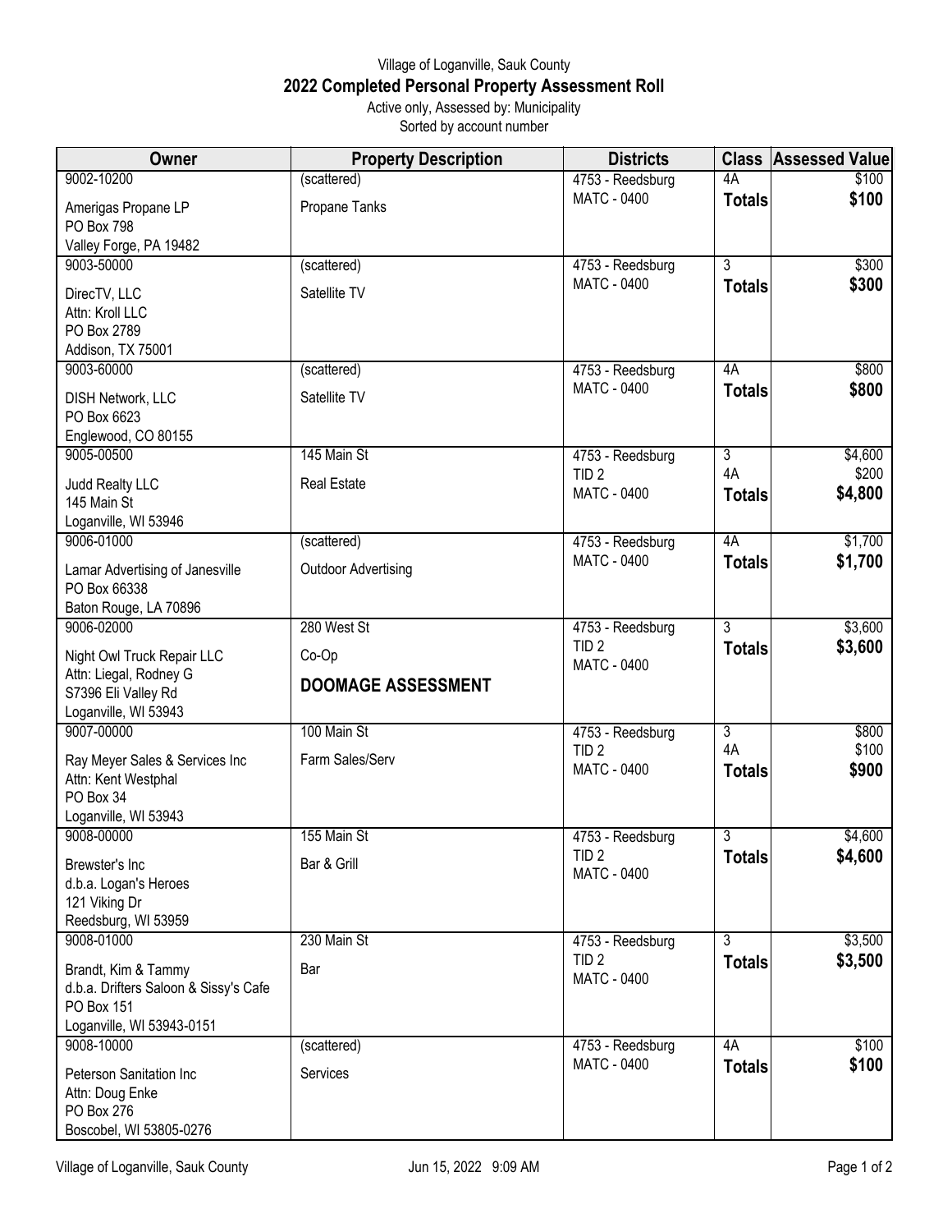Village of Loganville, Sauk County

# 2022 Completed Personal Property Assessment Roll

Active only, Assessed by: Municipality
Sorted by account number

| Owner | Property Description | Districts | Class | Assessed Value |
|---|---|---|---|---|
| 9002-10200<br>Amerigas Propane LP<br>PO Box 798<br>Valley Forge, PA 19482 | (scattered)<br>Propane Tanks | 4753 - Reedsburg<br>MATC - 0400 | 4A<br>**Totals** | \$100<br>**\$100** |
| 9003-50000<br>DirecTV, LLC<br>Attn: Kroll LLC<br>PO Box 2789<br>Addison, TX 75001 | (scattered)<br>Satellite TV | 4753 - Reedsburg<br>MATC - 0400 | 3<br>**Totals** | \$300<br>**\$300** |
| 9003-60000<br>DISH Network, LLC<br>PO Box 6623<br>Englewood, CO 80155 | (scattered)<br>Satellite TV | 4753 - Reedsburg<br>MATC - 0400 | 4A<br>**Totals** | \$800<br>**\$800** |
| 9005-00500<br>Judd Realty LLC<br>145 Main St<br>Loganville, WI 53946 | 145 Main St<br>Real Estate | 4753 - Reedsburg<br>TID 2<br>MATC - 0400 | 3<br>4A<br>**Totals** | \$4,600<br>\$200<br>**\$4,800** |
| 9006-01000<br>Lamar Advertising of Janesville<br>PO Box 66338<br>Baton Rouge, LA 70896 | (scattered)<br>Outdoor Advertising | 4753 - Reedsburg<br>MATC - 0400 | 4A<br>**Totals** | \$1,700<br>**\$1,700** |
| 9006-02000<br>Night Owl Truck Repair LLC<br>Attn: Liegal, Rodney G<br>S7396 Eli Valley Rd<br>Loganville, WI 53943 | 280 West St<br>Co-Op<br>**DOOMAGE ASSESSMENT** | 4753 - Reedsburg<br>TID 2<br>MATC - 0400 | 3<br>**Totals** | \$3,600<br>**\$3,600** |
| 9007-00000<br>Ray Meyer Sales & Services Inc<br>Attn: Kent Westphal<br>PO Box 34<br>Loganville, WI 53943 | 100 Main St<br>Farm Sales/Serv | 4753 - Reedsburg<br>TID 2<br>MATC - 0400 | 3<br>4A<br>**Totals** | \$800<br>\$100<br>**\$900** |
| 9008-00000<br>Brewster's Inc<br>d.b.a. Logan's Heroes<br>121 Viking Dr<br>Reedsburg, WI 53959 | 155 Main St<br>Bar & Grill | 4753 - Reedsburg<br>TID 2<br>MATC - 0400 | 3<br>**Totals** | \$4,600<br>**\$4,600** |
| 9008-01000<br>Brandt, Kim & Tammy<br>d.b.a. Drifters Saloon & Sissy's Cafe<br>PO Box 151<br>Loganville, WI 53943-0151 | 230 Main St<br>Bar | 4753 - Reedsburg<br>TID 2<br>MATC - 0400 | 3<br>**Totals** | \$3,500<br>**\$3,500** |
| 9008-10000<br>Peterson Sanitation Inc<br>Attn: Doug Enke<br>PO Box 276<br>Boscobel, WI 53805-0276 | (scattered)<br>Services | 4753 - Reedsburg<br>MATC - 0400 | 4A<br>**Totals** | \$100<br>**\$100** |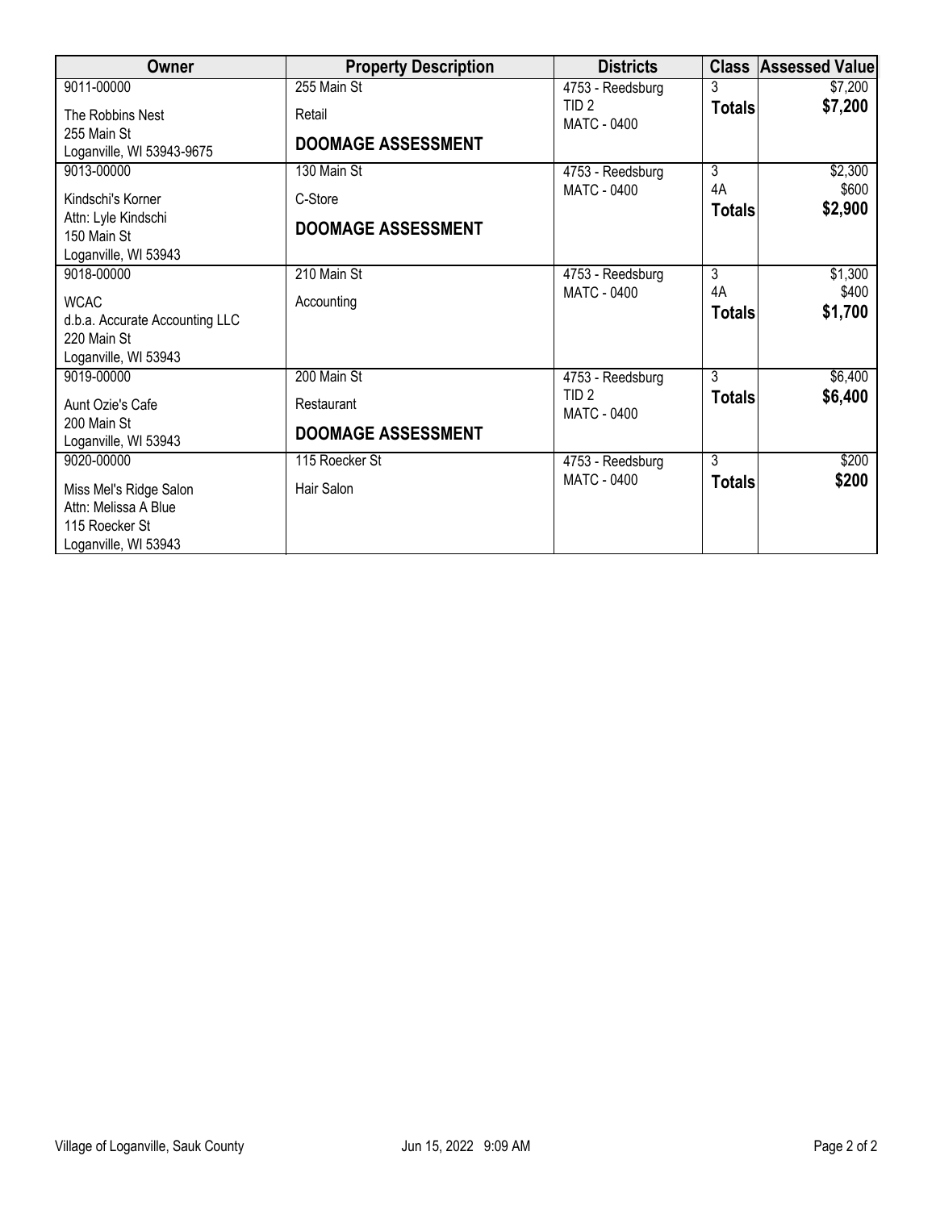| Owner | Property Description | Districts | Class | Assessed Value |
|---|---|---|---|---|
| 9011-00000<br>The Robbins Nest<br>255 Main St<br>Loganville, WI 53943-9675 | 255 Main St<br>Retail<br>**DOOMAGE ASSESSMENT** | 4753 - Reedsburg<br>TID 2<br>MATC - 0400 | 3<br>**Totals** | $7,200<br>**$7,200** |
| 9013-00000<br>Kindschi's Korner<br>Attn: Lyle Kindschi<br>150 Main St<br>Loganville, WI 53943 | 130 Main St<br>C-Store<br>**DOOMAGE ASSESSMENT** | 4753 - Reedsburg<br>MATC - 0400 | 3<br>4A<br>**Totals** | $2,300<br>$600<br>**$2,900** |
| 9018-00000<br>WCAC<br>d.b.a. Accurate Accounting LLC<br>220 Main St<br>Loganville, WI 53943 | 210 Main St<br>Accounting | 4753 - Reedsburg<br>MATC - 0400 | 3<br>4A<br>**Totals** | $1,300<br>$400<br>**$1,700** |
| 9019-00000<br>Aunt Ozie's Cafe<br>200 Main St<br>Loganville, WI 53943 | 200 Main St<br>Restaurant<br>**DOOMAGE ASSESSMENT** | 4753 - Reedsburg<br>TID 2<br>MATC - 0400 | 3<br>**Totals** | $6,400<br>**$6,400** |
| 9020-00000<br>Miss Mel's Ridge Salon<br>Attn: Melissa A Blue<br>115 Roecker St<br>Loganville, WI 53943 | 115 Roecker St<br>Hair Salon | 4753 - Reedsburg<br>MATC - 0400 | 3<br>**Totals** | $200<br>**$200** |

Village of Loganville, Sauk County    Jun 15, 2022 9:09 AM